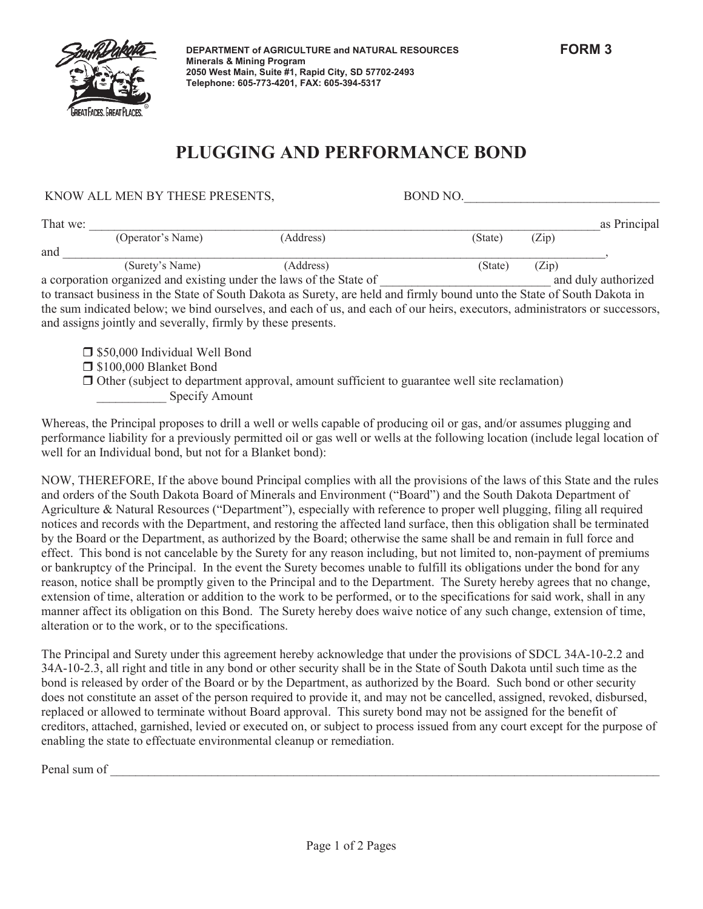DEPARTMENT of AGRICULTURE and NATURAL RESOURCES
Minerals & Mining Program
2050 West Main, Suite #1, Rapid City, SD 57702-2493
Telephone: 605-773-4201, FAX: 605-394-5317

**FORM 3**

# PLUGGING AND PERFORMANCE BOND

KNOW ALL MEN BY THESE PRESENTS, BOND NO.______________________________

That we: ______________________________________________________________________________ as Principal
(Operator's Name) (Address) (State) (Zip)

and ______________________________________________________________________________,
(Surety's Name) (Address) (State) (Zip)

a corporation organized and existing under the laws of the State of ___________________________ and duly authorized to transact business in the State of South Dakota as Surety, are held and firmly bound unto the State of South Dakota in the sum indicated below; we bind ourselves, and each of us, and each of our heirs, executors, administrators or successors, and assigns jointly and severally, firmly by these presents.

- ❒ $50,000 Individual Well Bond
- ❒ $100,000 Blanket Bond
- ❒ Other (subject to department approval, amount sufficient to guarantee well site reclamation)
  ___________ Specify Amount

Whereas, the Principal proposes to drill a well or wells capable of producing oil or gas, and/or assumes plugging and performance liability for a previously permitted oil or gas well or wells at the following location (include legal location of well for an Individual bond, but not for a Blanket bond):

NOW, THEREFORE, If the above bound Principal complies with all the provisions of the laws of this State and the rules and orders of the South Dakota Board of Minerals and Environment ("Board") and the South Dakota Department of Agriculture & Natural Resources ("Department"), especially with reference to proper well plugging, filing all required notices and records with the Department, and restoring the affected land surface, then this obligation shall be terminated by the Board or the Department, as authorized by the Board; otherwise the same shall be and remain in full force and effect. This bond is not cancelable by the Surety for any reason including, but not limited to, non-payment of premiums or bankruptcy of the Principal. In the event the Surety becomes unable to fulfill its obligations under the bond for any reason, notice shall be promptly given to the Principal and to the Department. The Surety hereby agrees that no change, extension of time, alteration or addition to the work to be performed, or to the specifications for said work, shall in any manner affect its obligation on this Bond. The Surety hereby does waive notice of any such change, extension of time, alteration or to the work, or to the specifications.

The Principal and Surety under this agreement hereby acknowledge that under the provisions of SDCL 34A-10-2.2 and 34A-10-2.3, all right and title in any bond or other security shall be in the State of South Dakota until such time as the bond is released by order of the Board or by the Department, as authorized by the Board. Such bond or other security does not constitute an asset of the person required to provide it, and may not be cancelled, assigned, revoked, disbursed, replaced or allowed to terminate without Board approval. This surety bond may not be assigned for the benefit of creditors, attached, garnished, levied or executed on, or subject to process issued from any court except for the purpose of enabling the state to effectuate environmental cleanup or remediation.

Penal sum of ______________________________________________________________________________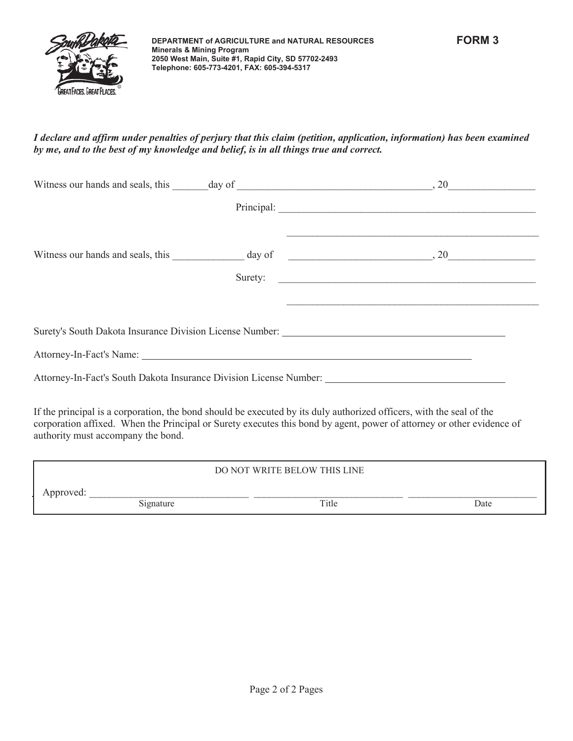DEPARTMENT of AGRICULTURE and NATURAL RESOURCES
Minerals & Mining Program
2050 West Main, Suite #1, Rapid City, SD 57702-2493
Telephone: 605-773-4201, FAX: 605-394-5317

**FORM 3**

***I declare and affirm under penalties of perjury that this claim (petition, application, information) has been examined by me, and to the best of my knowledge and belief, is in all things true and correct.***

Witness our hands and seals, this _______day of ______________________________________, 20________________

Principal: ____________________________________________________

____________________________________________________

Witness our hands and seals, this ______________ day of ____________________________, 20________________

Surety: ____________________________________________________

____________________________________________________

Surety's South Dakota Insurance Division License Number: ______________________________________________

Attorney-In-Fact's Name: ______________________________________________________________________

Attorney-In-Fact's South Dakota Insurance Division License Number: ___________________________________

If the principal is a corporation, the bond should be executed by its duly authorized officers, with the seal of the corporation affixed. When the Principal or Surety executes this bond by agent, power of attorney or other evidence of authority must accompany the bond.

DO NOT WRITE BELOW THIS LINE

Approved: ________________________________ ______________________________ __________________________

Signature | Title | Date